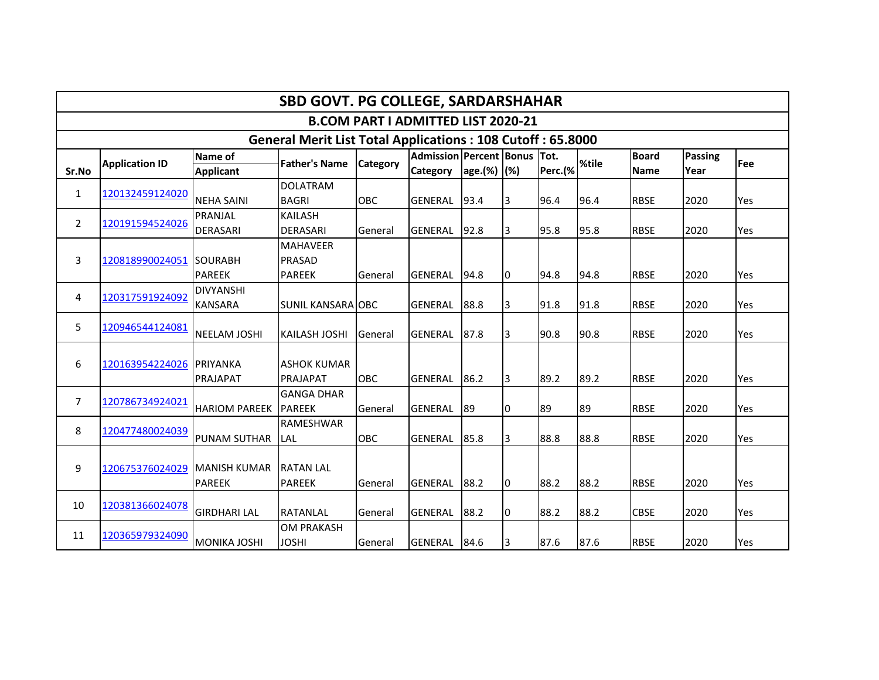# SBD GOVT. PG COLLEGE, SARDARSHAHAR

## B.COM PART I ADMITTED LIST 2020-21

### General Merit List Total Applications : 108 Cutoff : 65.8000

| Sr.No | Application ID | Name of Applicant | Father's Name | Category | Admission Category | Percentage.(%) | Bonus (%) | Tot. Perc.(% | %tile | Board Name | Passing Year | Fee |
|---|---|---|---|---|---|---|---|---|---|---|---|---|
| 1 | 120132459124020 | NEHA SAINI | DOLATRAM BAGRI | OBC | GENERAL | 93.4 | 3 | 96.4 | 96.4 | RBSE | 2020 | Yes |
| 2 | 120191594524026 | PRANJAL DERASARI | KAILASH DERASARI | General | GENERAL | 92.8 | 3 | 95.8 | 95.8 | RBSE | 2020 | Yes |
| 3 | 120818990024051 | SOURABH PAREEK | MAHAVEER PRASAD PAREEK | General | GENERAL | 94.8 | 0 | 94.8 | 94.8 | RBSE | 2020 | Yes |
| 4 | 120317591924092 | DIVYANSHI KANSARA | SUNIL KANSARA | OBC | GENERAL | 88.8 | 3 | 91.8 | 91.8 | RBSE | 2020 | Yes |
| 5 | 120946544124081 | NEELAM JOSHI | KAILASH JOSHI | General | GENERAL | 87.8 | 3 | 90.8 | 90.8 | RBSE | 2020 | Yes |
| 6 | 120163954224026 | PRIYANKA PRAJAPAT | ASHOK KUMAR PRAJAPAT | OBC | GENERAL | 86.2 | 3 | 89.2 | 89.2 | RBSE | 2020 | Yes |
| 7 | 120786734924021 | HARIOM PAREEK | GANGA DHAR PAREEK | General | GENERAL | 89 | 0 | 89 | 89 | RBSE | 2020 | Yes |
| 8 | 120477480024039 | PUNAM SUTHAR | RAMESHWAR LAL | OBC | GENERAL | 85.8 | 3 | 88.8 | 88.8 | RBSE | 2020 | Yes |
| 9 | 120675376024029 | MANISH KUMAR PAREEK | RATAN LAL PAREEK | General | GENERAL | 88.2 | 0 | 88.2 | 88.2 | RBSE | 2020 | Yes |
| 10 | 120381366024078 | GIRDHARI LAL | RATANLAL | General | GENERAL | 88.2 | 0 | 88.2 | 88.2 | CBSE | 2020 | Yes |
| 11 | 120365979324090 | MONIKA JOSHI | OM PRAKASH JOSHI | General | GENERAL | 84.6 | 3 | 87.6 | 87.6 | RBSE | 2020 | Yes |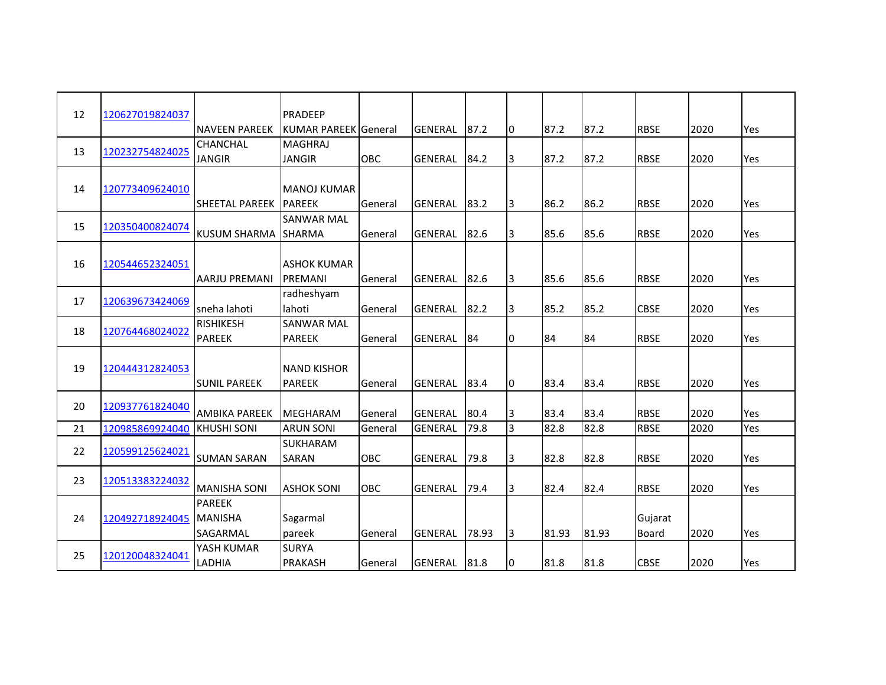| | | | | | | | | | | | | |
|---|---|---|---|---|---|---|---|---|---|---|---|---|
| 12 | 120627019824037 | NAVEEN PAREEK | PRADEEP KUMAR PAREEK | General | GENERAL | 87.2 | 0 | 87.2 | 87.2 | RBSE | 2020 | Yes |
| 13 | 120232754824025 | CHANCHAL JANGIR | MAGHRAJ JANGIR | OBC | GENERAL | 84.2 | 3 | 87.2 | 87.2 | RBSE | 2020 | Yes |
| 14 | 120773409624010 | SHEETAL PAREEK | MANOJ KUMAR PAREEK | General | GENERAL | 83.2 | 3 | 86.2 | 86.2 | RBSE | 2020 | Yes |
| 15 | 120350400824074 | KUSUM SHARMA | SANWAR MAL SHARMA | General | GENERAL | 82.6 | 3 | 85.6 | 85.6 | RBSE | 2020 | Yes |
| 16 | 120544652324051 | AARJU PREMANI | ASHOK KUMAR PREMANI | General | GENERAL | 82.6 | 3 | 85.6 | 85.6 | RBSE | 2020 | Yes |
| 17 | 120639673424069 | sneha lahoti | radheshyam lahoti | General | GENERAL | 82.2 | 3 | 85.2 | 85.2 | CBSE | 2020 | Yes |
| 18 | 120764468024022 | RISHIKESH PAREEK | SANWAR MAL PAREEK | General | GENERAL | 84 | 0 | 84 | 84 | RBSE | 2020 | Yes |
| 19 | 120444312824053 | SUNIL PAREEK | NAND KISHOR PAREEK | General | GENERAL | 83.4 | 0 | 83.4 | 83.4 | RBSE | 2020 | Yes |
| 20 | 120937761824040 | AMBIKA PAREEK | MEGHARAM | General | GENERAL | 80.4 | 3 | 83.4 | 83.4 | RBSE | 2020 | Yes |
| 21 | 120985869924040 | KHUSHI SONI | ARUN SONI | General | GENERAL | 79.8 | 3 | 82.8 | 82.8 | RBSE | 2020 | Yes |
| 22 | 120599125624021 | SUMAN SARAN | SUKHARAM SARAN | OBC | GENERAL | 79.8 | 3 | 82.8 | 82.8 | RBSE | 2020 | Yes |
| 23 | 120513383224032 | MANISHA SONI | ASHOK SONI | OBC | GENERAL | 79.4 | 3 | 82.4 | 82.4 | RBSE | 2020 | Yes |
| 24 | 120492718924045 | PAREEK MANISHA SAGARMAL | Sagarmal pareek | General | GENERAL | 78.93 | 3 | 81.93 | 81.93 | Gujarat Board | 2020 | Yes |
| 25 | 120120048324041 | YASH KUMAR LADHIA | SURYA PRAKASH | General | GENERAL | 81.8 | 0 | 81.8 | 81.8 | CBSE | 2020 | Yes |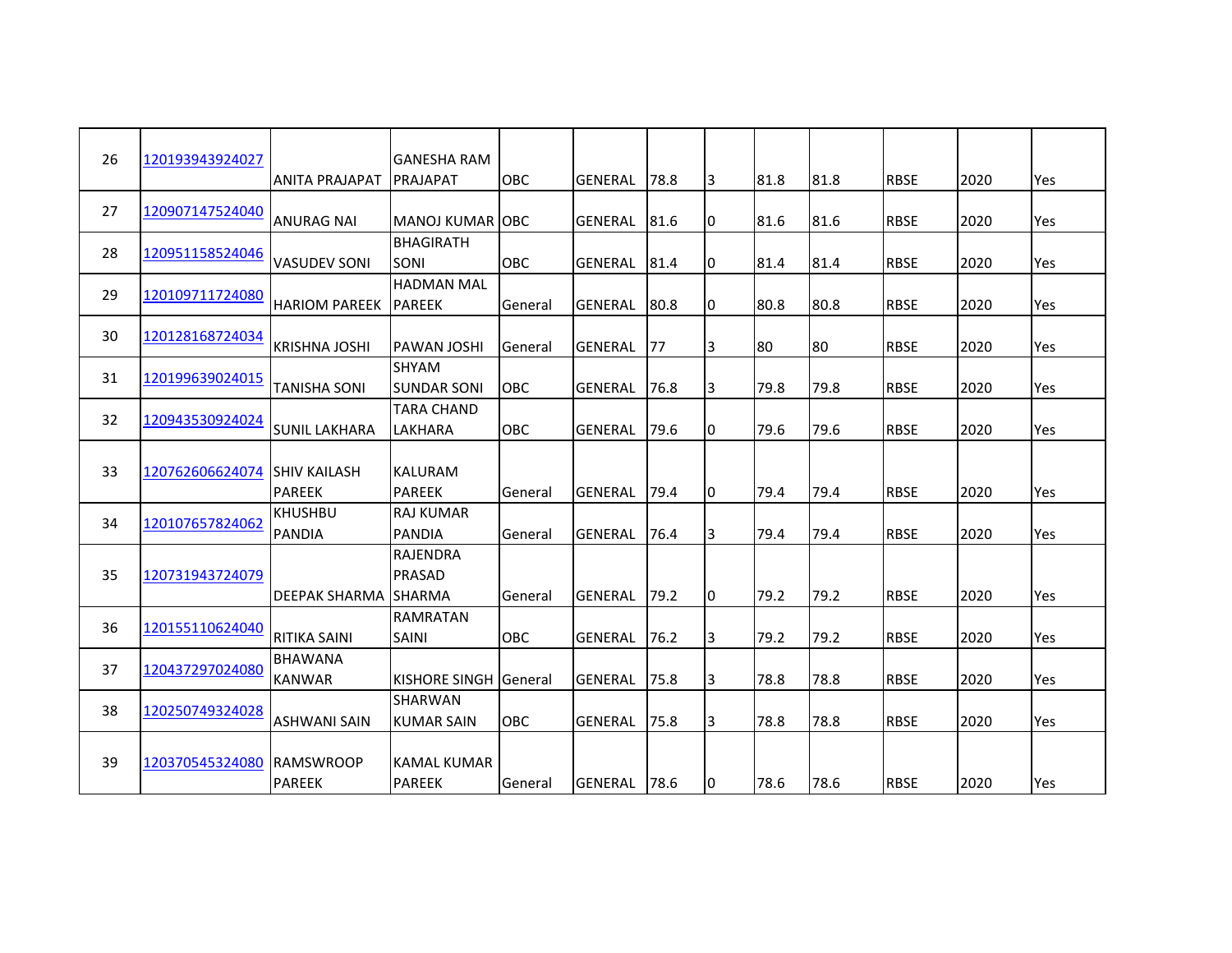| | | | | | | | | | | | | |
|---|---|---|---|---|---|---|---|---|---|---|---|---|
| 26 | 120193943924027 | ANITA PRAJAPAT | GANESHA RAM PRAJAPAT | OBC | GENERAL | 78.8 | 3 | 81.8 | 81.8 | RBSE | 2020 | Yes |
| 27 | 120907147524040 | ANURAG NAI | MANOJ KUMAR | OBC | GENERAL | 81.6 | 0 | 81.6 | 81.6 | RBSE | 2020 | Yes |
| 28 | 120951158524046 | VASUDEV SONI | BHAGIRATH SONI | OBC | GENERAL | 81.4 | 0 | 81.4 | 81.4 | RBSE | 2020 | Yes |
| 29 | 120109711724080 | HARIOM PAREEK | HADMAN MAL PAREEK | General | GENERAL | 80.8 | 0 | 80.8 | 80.8 | RBSE | 2020 | Yes |
| 30 | 120128168724034 | KRISHNA JOSHI | PAWAN JOSHI | General | GENERAL | 77 | 3 | 80 | 80 | RBSE | 2020 | Yes |
| 31 | 120199639024015 | TANISHA SONI | SHYAM SUNDAR SONI | OBC | GENERAL | 76.8 | 3 | 79.8 | 79.8 | RBSE | 2020 | Yes |
| 32 | 120943530924024 | SUNIL LAKHARA | TARA CHAND LAKHARA | OBC | GENERAL | 79.6 | 0 | 79.6 | 79.6 | RBSE | 2020 | Yes |
| 33 | 120762606624074 | SHIV KAILASH PAREEK | KALURAM PAREEK | General | GENERAL | 79.4 | 0 | 79.4 | 79.4 | RBSE | 2020 | Yes |
| 34 | 120107657824062 | KHUSHBU PANDIA | RAJ KUMAR PANDIA | General | GENERAL | 76.4 | 3 | 79.4 | 79.4 | RBSE | 2020 | Yes |
| 35 | 120731943724079 | DEEPAK SHARMA | RAJENDRA PRASAD SHARMA | General | GENERAL | 79.2 | 0 | 79.2 | 79.2 | RBSE | 2020 | Yes |
| 36 | 120155110624040 | RITIKA SAINI | RAMRATAN SAINI | OBC | GENERAL | 76.2 | 3 | 79.2 | 79.2 | RBSE | 2020 | Yes |
| 37 | 120437297024080 | BHAWANA KANWAR | KISHORE SINGH | General | GENERAL | 75.8 | 3 | 78.8 | 78.8 | RBSE | 2020 | Yes |
| 38 | 120250749324028 | ASHWANI SAIN | SHARWAN KUMAR SAIN | OBC | GENERAL | 75.8 | 3 | 78.8 | 78.8 | RBSE | 2020 | Yes |
| 39 | 120370545324080 | RAMSWROOP PAREEK | KAMAL KUMAR PAREEK | General | GENERAL | 78.6 | 0 | 78.6 | 78.6 | RBSE | 2020 | Yes |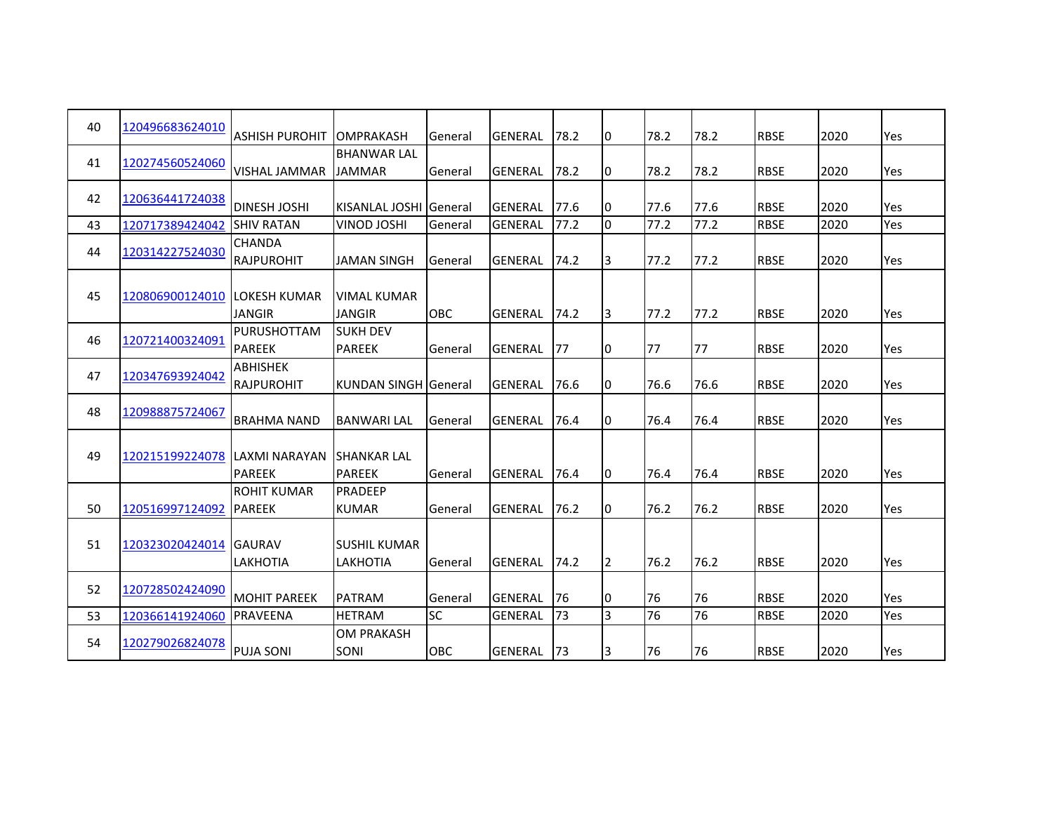| 40 | 120496683624010 | ASHISH PUROHIT | OMPRAKASH | General | GENERAL | 78.2 | 0 | 78.2 | 78.2 | RBSE | 2020 | Yes |
|---|---|---|---|---|---|---|---|---|---|---|---|---|
| 41 | 120274560524060 | VISHAL JAMMAR | BHANWAR LAL JAMMAR | General | GENERAL | 78.2 | 0 | 78.2 | 78.2 | RBSE | 2020 | Yes |
| 42 | 120636441724038 | DINESH JOSHI | KISANLAL JOSHI | General | GENERAL | 77.6 | 0 | 77.6 | 77.6 | RBSE | 2020 | Yes |
| 43 | 120717389424042 | SHIV RATAN | VINOD JOSHI | General | GENERAL | 77.2 | 0 | 77.2 | 77.2 | RBSE | 2020 | Yes |
| 44 | 120314227524030 | CHANDA RAJPUROHIT | JAMAN SINGH | General | GENERAL | 74.2 | 3 | 77.2 | 77.2 | RBSE | 2020 | Yes |
| 45 | 120806900124010 | LOKESH KUMAR JANGIR | VIMAL KUMAR JANGIR | OBC | GENERAL | 74.2 | 3 | 77.2 | 77.2 | RBSE | 2020 | Yes |
| 46 | 120721400324091 | PURUSHOTTAM PAREEK | SUKH DEV PAREEK | General | GENERAL | 77 | 0 | 77 | 77 | RBSE | 2020 | Yes |
| 47 | 120347693924042 | ABHISHEK RAJPUROHIT | KUNDAN SINGH | General | GENERAL | 76.6 | 0 | 76.6 | 76.6 | RBSE | 2020 | Yes |
| 48 | 120988875724067 | BRAHMA NAND | BANWARI LAL | General | GENERAL | 76.4 | 0 | 76.4 | 76.4 | RBSE | 2020 | Yes |
| 49 | 120215199224078 | LAXMI NARAYAN PAREEK | SHANKAR LAL PAREEK | General | GENERAL | 76.4 | 0 | 76.4 | 76.4 | RBSE | 2020 | Yes |
| 50 | 120516997124092 | ROHIT KUMAR PAREEK | PRADEEP KUMAR | General | GENERAL | 76.2 | 0 | 76.2 | 76.2 | RBSE | 2020 | Yes |
| 51 | 120323020424014 | GAURAV LAKHOTIA | SUSHIL KUMAR LAKHOTIA | General | GENERAL | 74.2 | 2 | 76.2 | 76.2 | RBSE | 2020 | Yes |
| 52 | 120728502424090 | MOHIT PAREEK | PATRAM | General | GENERAL | 76 | 0 | 76 | 76 | RBSE | 2020 | Yes |
| 53 | 120366141924060 | PRAVEENA | HETRAM | SC | GENERAL | 73 | 3 | 76 | 76 | RBSE | 2020 | Yes |
| 54 | 120279026824078 | PUJA SONI | OM PRAKASH SONI | OBC | GENERAL | 73 | 3 | 76 | 76 | RBSE | 2020 | Yes |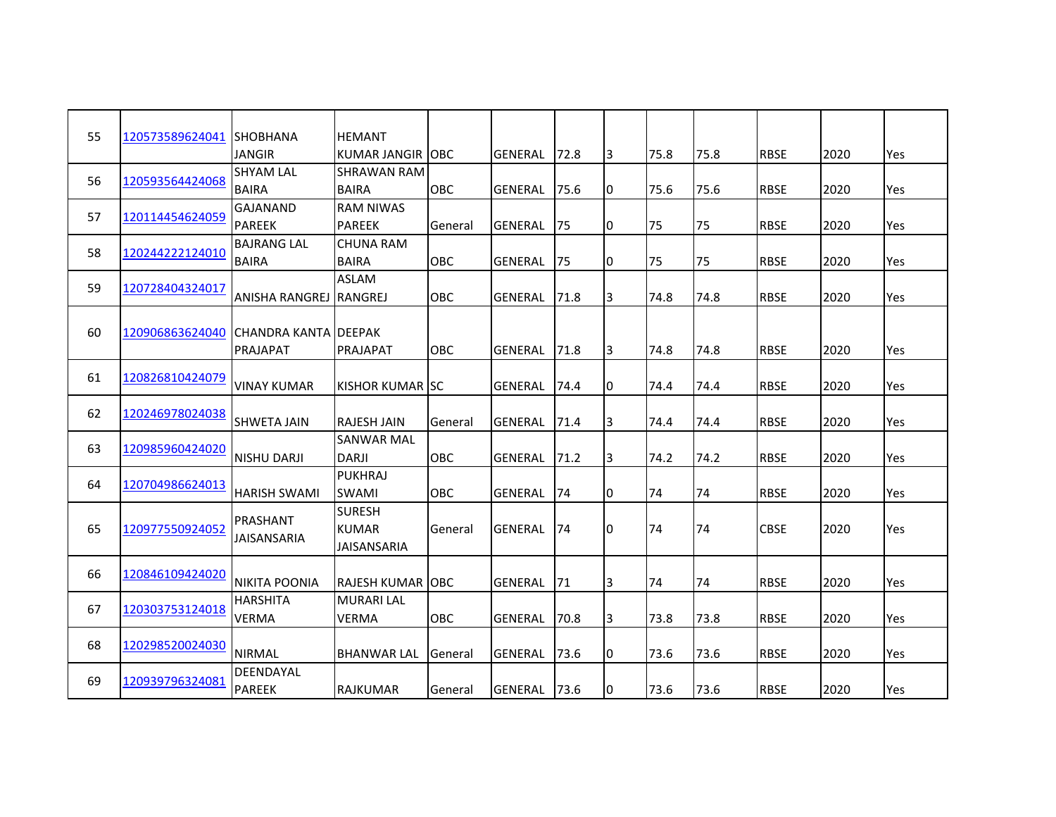| | | | | | | | | | | | | |
|---|---|---|---|---|---|---|---|---|---|---|---|---|
| 55 | 120573589624041 | SHOBHANA JANGIR | HEMANT KUMAR JANGIR | OBC | GENERAL | 72.8 | 3 | 75.8 | 75.8 | RBSE | 2020 | Yes |
| 56 | 120593564424068 | SHYAM LAL BAIRA | SHRAWAN RAM BAIRA | OBC | GENERAL | 75.6 | 0 | 75.6 | 75.6 | RBSE | 2020 | Yes |
| 57 | 120114454624059 | GAJANAND PAREEK | RAM NIWAS PAREEK | General | GENERAL | 75 | 0 | 75 | 75 | RBSE | 2020 | Yes |
| 58 | 120244222124010 | BAJRANG LAL BAIRA | CHUNA RAM BAIRA | OBC | GENERAL | 75 | 0 | 75 | 75 | RBSE | 2020 | Yes |
| 59 | 120728404324017 | ANISHA RANGREJ | ASLAM RANGREJ | OBC | GENERAL | 71.8 | 3 | 74.8 | 74.8 | RBSE | 2020 | Yes |
| 60 | 120906863624040 | CHANDRA KANTA PRAJAPAT | DEEPAK PRAJAPAT | OBC | GENERAL | 71.8 | 3 | 74.8 | 74.8 | RBSE | 2020 | Yes |
| 61 | 120826810424079 | VINAY KUMAR | KISHOR KUMAR | SC | GENERAL | 74.4 | 0 | 74.4 | 74.4 | RBSE | 2020 | Yes |
| 62 | 120246978024038 | SHWETA JAIN | RAJESH JAIN | General | GENERAL | 71.4 | 3 | 74.4 | 74.4 | RBSE | 2020 | Yes |
| 63 | 120985960424020 | NISHU DARJI | SANWAR MAL DARJI | OBC | GENERAL | 71.2 | 3 | 74.2 | 74.2 | RBSE | 2020 | Yes |
| 64 | 120704986624013 | HARISH SWAMI | PUKHRAJ SWAMI | OBC | GENERAL | 74 | 0 | 74 | 74 | RBSE | 2020 | Yes |
| 65 | 120977550924052 | PRASHANT JAISANSARIA | SURESH KUMAR JAISANSARIA | General | GENERAL | 74 | 0 | 74 | 74 | CBSE | 2020 | Yes |
| 66 | 120846109424020 | NIKITA POONIA | RAJESH KUMAR | OBC | GENERAL | 71 | 3 | 74 | 74 | RBSE | 2020 | Yes |
| 67 | 120303753124018 | HARSHITA VERMA | MURARI LAL VERMA | OBC | GENERAL | 70.8 | 3 | 73.8 | 73.8 | RBSE | 2020 | Yes |
| 68 | 120298520024030 | NIRMAL | BHANWAR LAL | General | GENERAL | 73.6 | 0 | 73.6 | 73.6 | RBSE | 2020 | Yes |
| 69 | 120939796324081 | DEENDAYAL PAREEK | RAJKUMAR | General | GENERAL | 73.6 | 0 | 73.6 | 73.6 | RBSE | 2020 | Yes |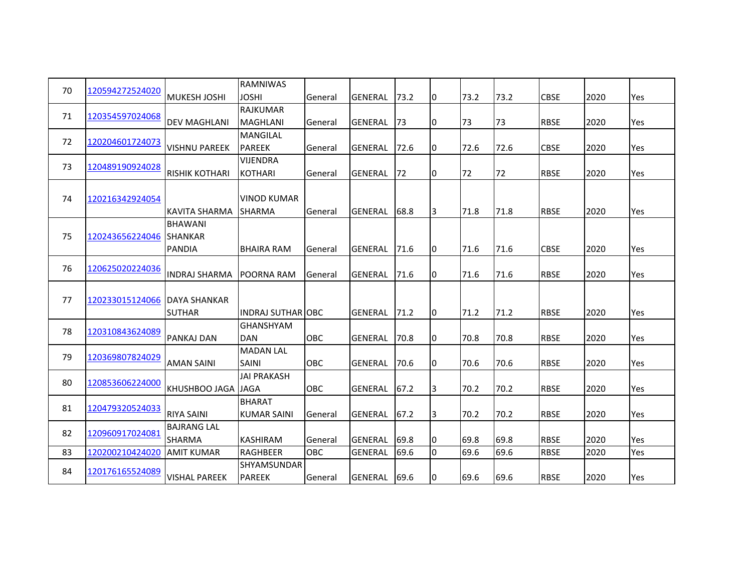| 70 | 120594272524020 | MUKESH JOSHI | RAMNIWAS JOSHI | General | GENERAL | 73.2 | 0 | 73.2 | 73.2 | CBSE | 2020 | Yes |
|---|---|---|---|---|---|---|---|---|---|---|---|---|
| 71 | 120354597024068 | DEV MAGHLANI | RAJKUMAR MAGHLANI | General | GENERAL | 73 | 0 | 73 | 73 | RBSE | 2020 | Yes |
| 72 | 120204601724073 | VISHNU PAREEK | MANGILAL PAREEK | General | GENERAL | 72.6 | 0 | 72.6 | 72.6 | CBSE | 2020 | Yes |
| 73 | 120489190924028 | RISHIK KOTHARI | VIJENDRA KOTHARI | General | GENERAL | 72 | 0 | 72 | 72 | RBSE | 2020 | Yes |
| 74 | 120216342924054 | KAVITA SHARMA | VINOD KUMAR SHARMA | General | GENERAL | 68.8 | 3 | 71.8 | 71.8 | RBSE | 2020 | Yes |
| 75 | 120243656224046 | BHAWANI SHANKAR PANDIA | BHAIRA RAM | General | GENERAL | 71.6 | 0 | 71.6 | 71.6 | CBSE | 2020 | Yes |
| 76 | 120625020224036 | INDRAJ SHARMA | POORNA RAM | General | GENERAL | 71.6 | 0 | 71.6 | 71.6 | RBSE | 2020 | Yes |
| 77 | 120233015124066 | DAYA SHANKAR SUTHAR | INDRAJ SUTHAR | OBC | GENERAL | 71.2 | 0 | 71.2 | 71.2 | RBSE | 2020 | Yes |
| 78 | 120310843624089 | PANKAJ DAN | GHANSHYAM DAN | OBC | GENERAL | 70.8 | 0 | 70.8 | 70.8 | RBSE | 2020 | Yes |
| 79 | 120369807824029 | AMAN SAINI | MADAN LAL SAINI | OBC | GENERAL | 70.6 | 0 | 70.6 | 70.6 | RBSE | 2020 | Yes |
| 80 | 120853606224000 | KHUSHBOO JAGA | JAI PRAKASH JAGA | OBC | GENERAL | 67.2 | 3 | 70.2 | 70.2 | RBSE | 2020 | Yes |
| 81 | 120479320524033 | RIYA SAINI | BHARAT KUMAR SAINI | General | GENERAL | 67.2 | 3 | 70.2 | 70.2 | RBSE | 2020 | Yes |
| 82 | 120960917024081 | BAJRANG LAL SHARMA | KASHIRAM | General | GENERAL | 69.8 | 0 | 69.8 | 69.8 | RBSE | 2020 | Yes |
| 83 | 120200210424020 | AMIT KUMAR | RAGHBEER | OBC | GENERAL | 69.6 | 0 | 69.6 | 69.6 | RBSE | 2020 | Yes |
| 84 | 120176165524089 | VISHAL PAREEK | SHYAMSUNDAR PAREEK | General | GENERAL | 69.6 | 0 | 69.6 | 69.6 | RBSE | 2020 | Yes |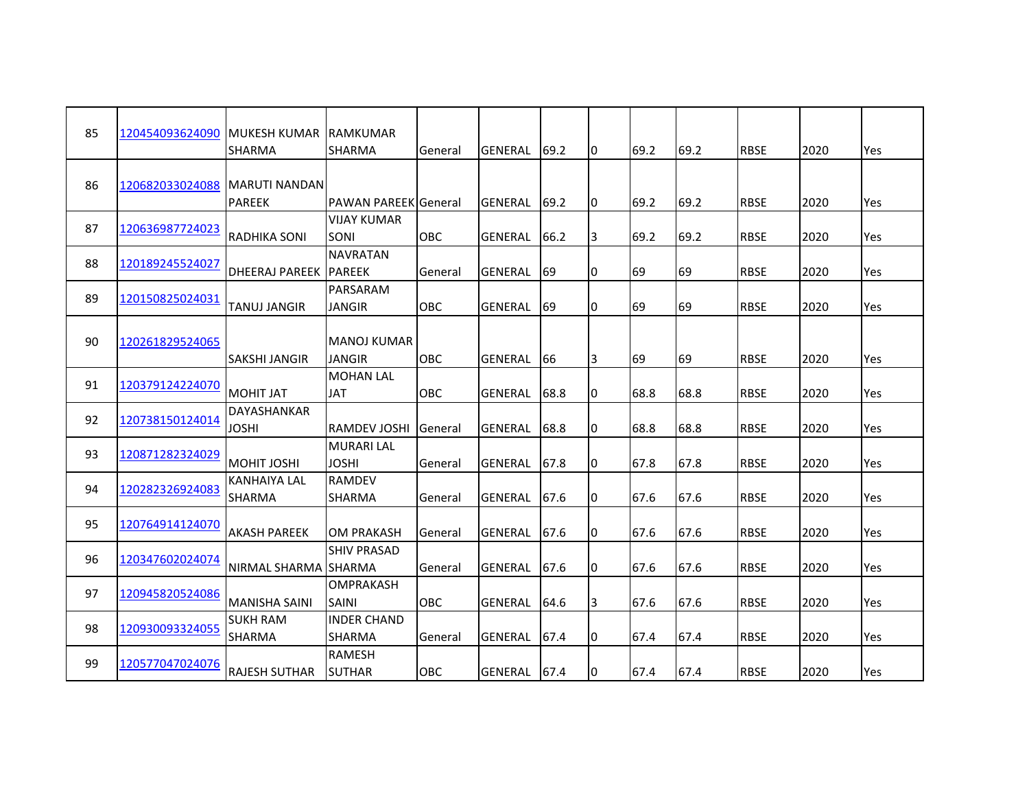| | | | | | | | | | | | | |
|---|---|---|---|---|---|---|---|---|---|---|---|---|
| 85 | 120454093624090 | MUKESH KUMAR SHARMA | RAMKUMAR SHARMA | General | GENERAL | 69.2 | 0 | 69.2 | 69.2 | RBSE | 2020 | Yes |
| 86 | 120682033024088 | MARUTI NANDAN PAREEK | PAWAN PAREEK | General | GENERAL | 69.2 | 0 | 69.2 | 69.2 | RBSE | 2020 | Yes |
| 87 | 120636987724023 | RADHIKA SONI | VIJAY KUMAR SONI | OBC | GENERAL | 66.2 | 3 | 69.2 | 69.2 | RBSE | 2020 | Yes |
| 88 | 120189245524027 | DHEERAJ PAREEK | NAVRATAN PAREEK | General | GENERAL | 69 | 0 | 69 | 69 | RBSE | 2020 | Yes |
| 89 | 120150825024031 | TANUJ JANGIR | PARSARAM JANGIR | OBC | GENERAL | 69 | 0 | 69 | 69 | RBSE | 2020 | Yes |
| 90 | 120261829524065 | SAKSHI JANGIR | MANOJ KUMAR JANGIR | OBC | GENERAL | 66 | 3 | 69 | 69 | RBSE | 2020 | Yes |
| 91 | 120379124224070 | MOHIT JAT | MOHAN LAL JAT | OBC | GENERAL | 68.8 | 0 | 68.8 | 68.8 | RBSE | 2020 | Yes |
| 92 | 120738150124014 | DAYASHANKAR JOSHI | RAMDEV JOSHI | General | GENERAL | 68.8 | 0 | 68.8 | 68.8 | RBSE | 2020 | Yes |
| 93 | 120871282324029 | MOHIT JOSHI | MURARI LAL JOSHI | General | GENERAL | 67.8 | 0 | 67.8 | 67.8 | RBSE | 2020 | Yes |
| 94 | 120282326924083 | KANHAIYA LAL SHARMA | RAMDEV SHARMA | General | GENERAL | 67.6 | 0 | 67.6 | 67.6 | RBSE | 2020 | Yes |
| 95 | 120764914124070 | AKASH PAREEK | OM PRAKASH | General | GENERAL | 67.6 | 0 | 67.6 | 67.6 | RBSE | 2020 | Yes |
| 96 | 120347602024074 | NIRMAL SHARMA | SHIV PRASAD SHARMA | General | GENERAL | 67.6 | 0 | 67.6 | 67.6 | RBSE | 2020 | Yes |
| 97 | 120945820524086 | MANISHA SAINI | OMPRAKASH SAINI | OBC | GENERAL | 64.6 | 3 | 67.6 | 67.6 | RBSE | 2020 | Yes |
| 98 | 120930093324055 | SUKH RAM SHARMA | INDER CHAND SHARMA | General | GENERAL | 67.4 | 0 | 67.4 | 67.4 | RBSE | 2020 | Yes |
| 99 | 120577047024076 | RAJESH SUTHAR | RAMESH SUTHAR | OBC | GENERAL | 67.4 | 0 | 67.4 | 67.4 | RBSE | 2020 | Yes |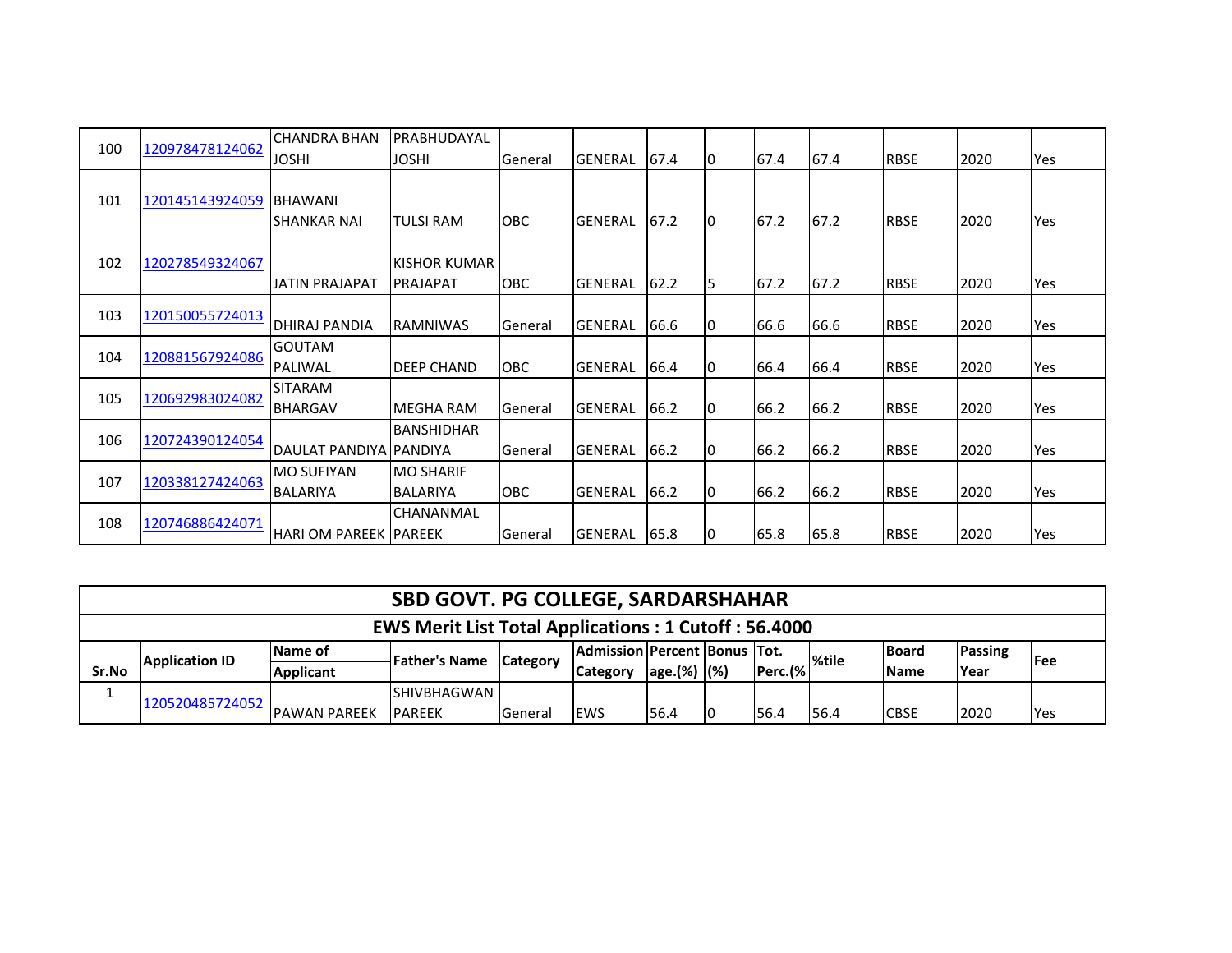| 100 | 120978478124062 | CHANDRA BHAN JOSHI | PRABHUDAYAL JOSHI | General | GENERAL | 67.4 | 0 | 67.4 | 67.4 | RBSE | 2020 | Yes |
|---|---|---|---|---|---|---|---|---|---|---|---|---|
| 101 | 120145143924059 | BHAWANI SHANKAR NAI | TULSI RAM | OBC | GENERAL | 67.2 | 0 | 67.2 | 67.2 | RBSE | 2020 | Yes |
| 102 | 120278549324067 | JATIN PRAJAPAT | KISHOR KUMAR PRAJAPAT | OBC | GENERAL | 62.2 | 5 | 67.2 | 67.2 | RBSE | 2020 | Yes |
| 103 | 120150055724013 | DHIRAJ PANDIA | RAMNIWAS | General | GENERAL | 66.6 | 0 | 66.6 | 66.6 | RBSE | 2020 | Yes |
| 104 | 120881567924086 | GOUTAM PALIWAL | DEEP CHAND | OBC | GENERAL | 66.4 | 0 | 66.4 | 66.4 | RBSE | 2020 | Yes |
| 105 | 120692983024082 | SITARAM BHARGAV | MEGHA RAM | General | GENERAL | 66.2 | 0 | 66.2 | 66.2 | RBSE | 2020 | Yes |
| 106 | 120724390124054 | DAULAT PANDIYA | BANSHIDHAR PANDIYA | General | GENERAL | 66.2 | 0 | 66.2 | 66.2 | RBSE | 2020 | Yes |
| 107 | 120338127424063 | MO SUFIYAN BALARIYA | MO SHARIF BALARIYA | OBC | GENERAL | 66.2 | 0 | 66.2 | 66.2 | RBSE | 2020 | Yes |
| 108 | 120746886424071 | HARI OM PAREEK | CHANANMAL PAREEK | General | GENERAL | 65.8 | 0 | 65.8 | 65.8 | RBSE | 2020 | Yes |

## SBD GOVT. PG COLLEGE, SARDARSHAHAR

### EWS Merit List Total Applications : 1 Cutoff : 56.4000

| Sr.No | Application ID | Name of Applicant | Father's Name | Category | Admission Category | Percentage.(%) | Bonus (%) | Tot. Perc.(% | %tile | Board Name | Passing Year | Fee |
|---|---|---|---|---|---|---|---|---|---|---|---|---|
| 1 | 120520485724052 | PAWAN PAREEK | SHIVBHAGWAN PAREEK | General | EWS | 56.4 | 0 | 56.4 | 56.4 | CBSE | 2020 | Yes |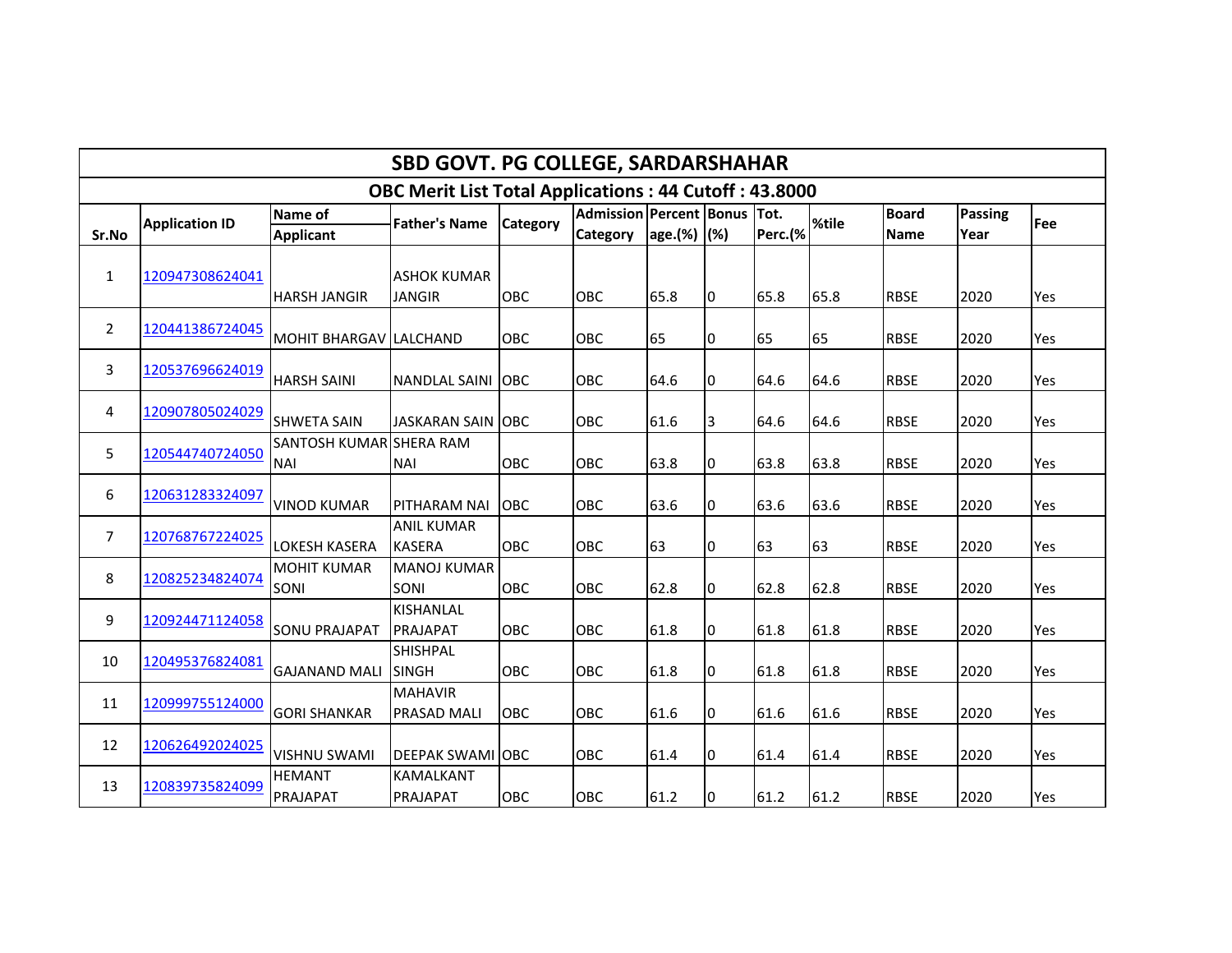# SBD GOVT. PG COLLEGE, SARDARSHAHAR

## OBC Merit List Total Applications : 44 Cutoff : 43.8000

| Sr.No | Application ID | Name of Applicant | Father's Name | Category | Admission Category | Percentage.(%) | Bonus (%) | Tot. Perc.(% | %tile | Board Name | Passing Year | Fee |
|---|---|---|---|---|---|---|---|---|---|---|---|---|
| 1 | 120947308624041 | HARSH JANGIR | ASHOK KUMAR JANGIR | OBC | OBC | 65.8 | 0 | 65.8 | 65.8 | RBSE | 2020 | Yes |
| 2 | 120441386724045 | MOHIT BHARGAV | LALCHAND | OBC | OBC | 65 | 0 | 65 | 65 | RBSE | 2020 | Yes |
| 3 | 120537696624019 | HARSH SAINI | NANDLAL SAINI | OBC | OBC | 64.6 | 0 | 64.6 | 64.6 | RBSE | 2020 | Yes |
| 4 | 120907805024029 | SHWETA SAIN | JASKARAN SAIN | OBC | OBC | 61.6 | 3 | 64.6 | 64.6 | RBSE | 2020 | Yes |
| 5 | 120544740724050 | SANTOSH KUMAR NAI | SHERA RAM NAI | OBC | OBC | 63.8 | 0 | 63.8 | 63.8 | RBSE | 2020 | Yes |
| 6 | 120631283324097 | VINOD KUMAR | PITHARAM NAI | OBC | OBC | 63.6 | 0 | 63.6 | 63.6 | RBSE | 2020 | Yes |
| 7 | 120768767224025 | LOKESH KASERA | ANIL KUMAR KASERA | OBC | OBC | 63 | 0 | 63 | 63 | RBSE | 2020 | Yes |
| 8 | 120825234824074 | MOHIT KUMAR SONI | MANOJ KUMAR SONI | OBC | OBC | 62.8 | 0 | 62.8 | 62.8 | RBSE | 2020 | Yes |
| 9 | 120924471124058 | SONU PRAJAPAT | KISHANLAL PRAJAPAT | OBC | OBC | 61.8 | 0 | 61.8 | 61.8 | RBSE | 2020 | Yes |
| 10 | 120495376824081 | GAJANAND MALI | SHISHPAL SINGH | OBC | OBC | 61.8 | 0 | 61.8 | 61.8 | RBSE | 2020 | Yes |
| 11 | 120999755124000 | GORI SHANKAR | MAHAVIR PRASAD MALI | OBC | OBC | 61.6 | 0 | 61.6 | 61.6 | RBSE | 2020 | Yes |
| 12 | 120626492024025 | VISHNU SWAMI | DEEPAK SWAMI | OBC | OBC | 61.4 | 0 | 61.4 | 61.4 | RBSE | 2020 | Yes |
| 13 | 120839735824099 | HEMANT PRAJAPAT | KAMALKANT PRAJAPAT | OBC | OBC | 61.2 | 0 | 61.2 | 61.2 | RBSE | 2020 | Yes |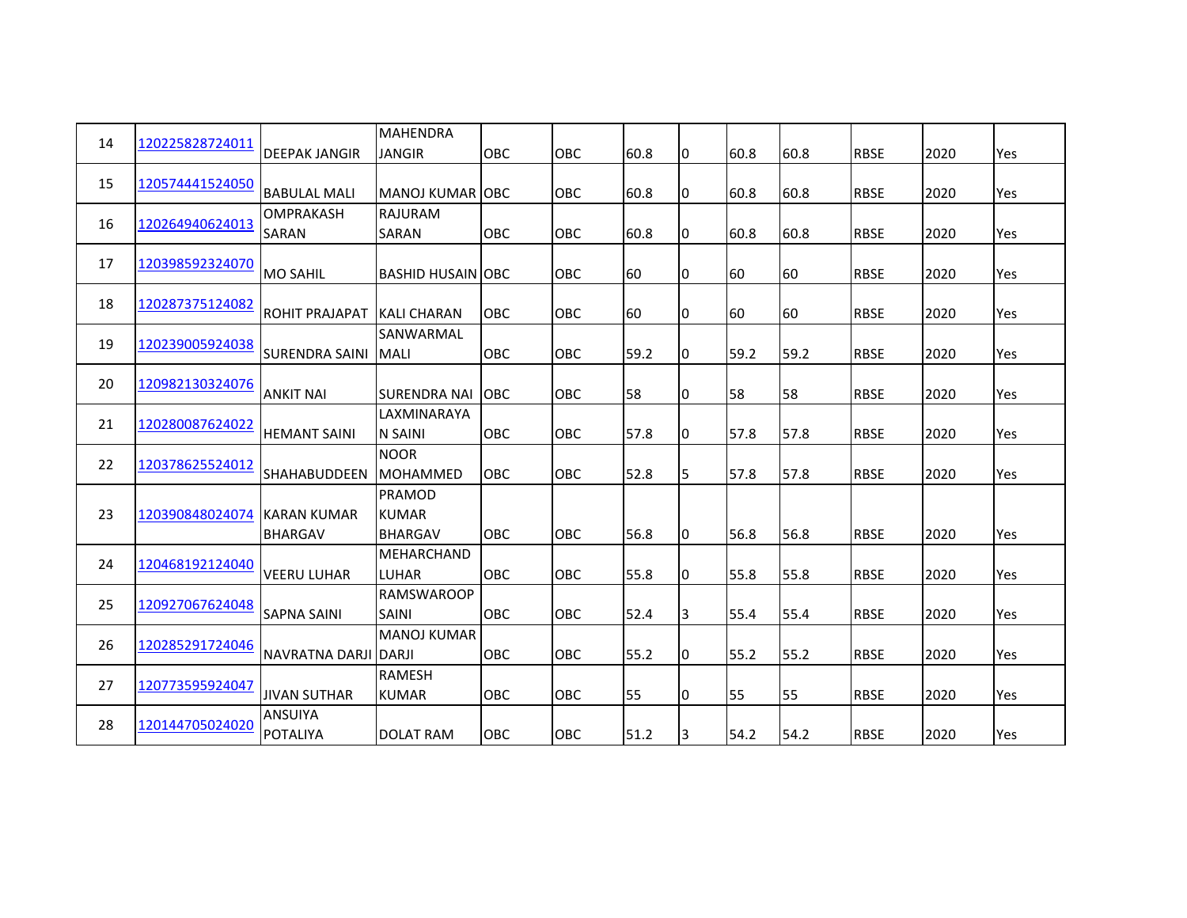| 14 | 120225828724011 | DEEPAK JANGIR | MAHENDRA JANGIR | OBC | OBC | 60.8 | 0 | 60.8 | 60.8 | RBSE | 2020 | Yes |
|---|---|---|---|---|---|---|---|---|---|---|---|---|
| 15 | 120574441524050 | BABULAL MALI | MANOJ KUMAR | OBC | OBC | 60.8 | 0 | 60.8 | 60.8 | RBSE | 2020 | Yes |
| 16 | 120264940624013 | OMPRAKASH SARAN | RAJURAM SARAN | OBC | OBC | 60.8 | 0 | 60.8 | 60.8 | RBSE | 2020 | Yes |
| 17 | 120398592324070 | MO SAHIL | BASHID HUSAIN | OBC | OBC | 60 | 0 | 60 | 60 | RBSE | 2020 | Yes |
| 18 | 120287375124082 | ROHIT PRAJAPAT | KALI CHARAN | OBC | OBC | 60 | 0 | 60 | 60 | RBSE | 2020 | Yes |
| 19 | 120239005924038 | SURENDRA SAINI | SANWARMAL MALI | OBC | OBC | 59.2 | 0 | 59.2 | 59.2 | RBSE | 2020 | Yes |
| 20 | 120982130324076 | ANKIT NAI | SURENDRA NAI | OBC | OBC | 58 | 0 | 58 | 58 | RBSE | 2020 | Yes |
| 21 | 120280087624022 | HEMANT SAINI | LAXMINARAYAN SAINI | OBC | OBC | 57.8 | 0 | 57.8 | 57.8 | RBSE | 2020 | Yes |
| 22 | 120378625524012 | SHAHABUDDEEN | NOOR MOHAMMED | OBC | OBC | 52.8 | 5 | 57.8 | 57.8 | RBSE | 2020 | Yes |
| 23 | 120390848024074 | KARAN KUMAR BHARGAV | PRAMOD KUMAR BHARGAV | OBC | OBC | 56.8 | 0 | 56.8 | 56.8 | RBSE | 2020 | Yes |
| 24 | 120468192124040 | VEERU LUHAR | MEHARCHAND LUHAR | OBC | OBC | 55.8 | 0 | 55.8 | 55.8 | RBSE | 2020 | Yes |
| 25 | 120927067624048 | SAPNA SAINI | RAMSWAROOP SAINI | OBC | OBC | 52.4 | 3 | 55.4 | 55.4 | RBSE | 2020 | Yes |
| 26 | 120285291724046 | NAVRATNA DARJI | MANOJ KUMAR DARJI | OBC | OBC | 55.2 | 0 | 55.2 | 55.2 | RBSE | 2020 | Yes |
| 27 | 120773595924047 | JIVAN SUTHAR | RAMESH KUMAR | OBC | OBC | 55 | 0 | 55 | 55 | RBSE | 2020 | Yes |
| 28 | 120144705024020 | ANSUIYA POTALIYA | DOLAT RAM | OBC | OBC | 51.2 | 3 | 54.2 | 54.2 | RBSE | 2020 | Yes |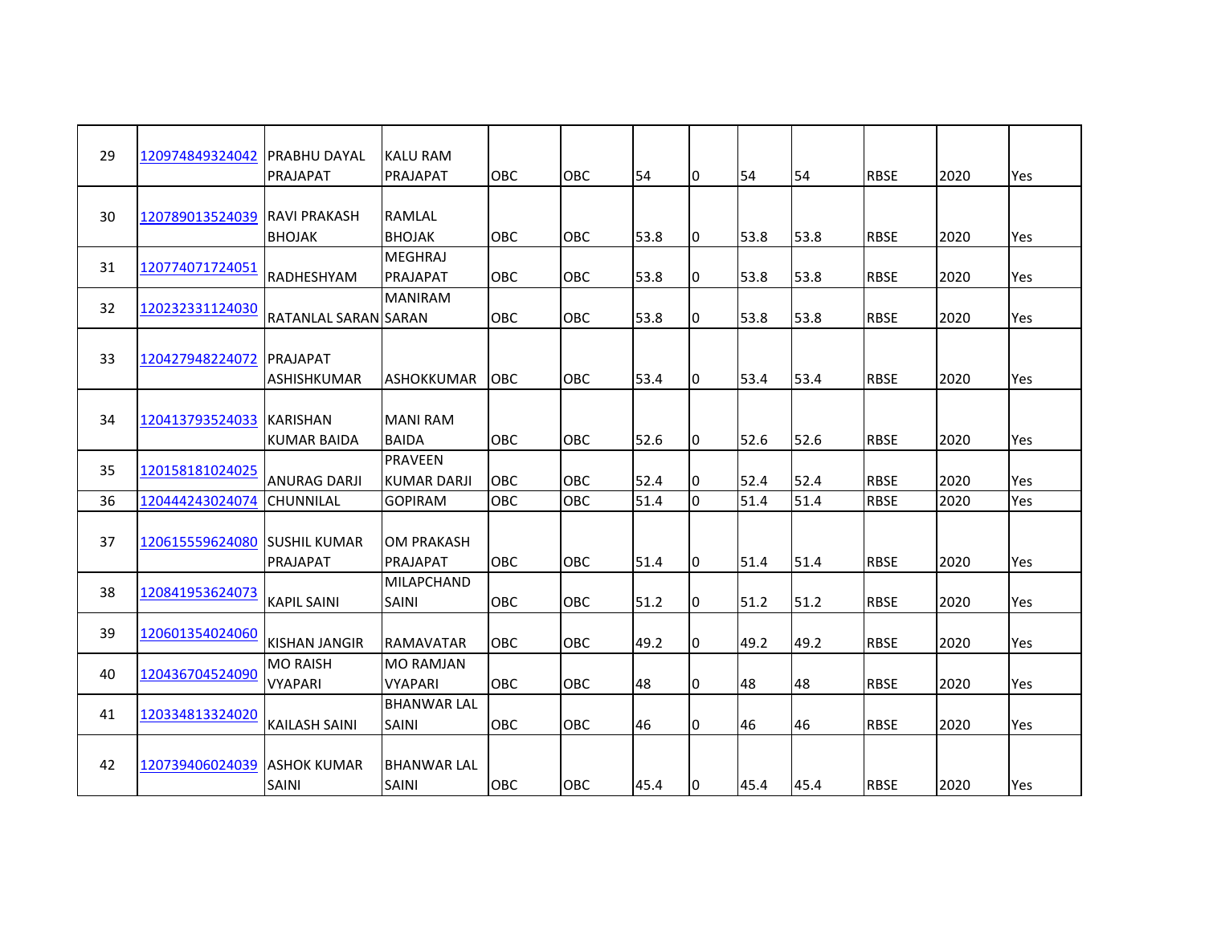| 29 | 120974849324042 | PRABHU DAYAL PRAJAPAT | KALU RAM PRAJAPAT | OBC | OBC | 54 | 0 | 54 | 54 | RBSE | 2020 | Yes |
|---|---|---|---|---|---|---|---|---|---|---|---|---|
| 30 | 120789013524039 | RAVI PRAKASH BHOJAK | RAMLAL BHOJAK | OBC | OBC | 53.8 | 0 | 53.8 | 53.8 | RBSE | 2020 | Yes |
| 31 | 120774071724051 | RADHESHYAM | MEGHRAJ PRAJAPAT | OBC | OBC | 53.8 | 0 | 53.8 | 53.8 | RBSE | 2020 | Yes |
| 32 | 120232331124030 | RATANLAL SARAN | MANIRAM SARAN | OBC | OBC | 53.8 | 0 | 53.8 | 53.8 | RBSE | 2020 | Yes |
| 33 | 120427948224072 | PRAJAPAT ASHISHKUMAR | ASHOKKUMAR | OBC | OBC | 53.4 | 0 | 53.4 | 53.4 | RBSE | 2020 | Yes |
| 34 | 120413793524033 | KARISHAN KUMAR BAIDA | MANI RAM BAIDA | OBC | OBC | 52.6 | 0 | 52.6 | 52.6 | RBSE | 2020 | Yes |
| 35 | 120158181024025 | ANURAG DARJI | PRAVEEN KUMAR DARJI | OBC | OBC | 52.4 | 0 | 52.4 | 52.4 | RBSE | 2020 | Yes |
| 36 | 120444243024074 | CHUNNILAL | GOPIRAM | OBC | OBC | 51.4 | 0 | 51.4 | 51.4 | RBSE | 2020 | Yes |
| 37 | 120615559624080 | SUSHIL KUMAR PRAJAPAT | OM PRAKASH PRAJAPAT | OBC | OBC | 51.4 | 0 | 51.4 | 51.4 | RBSE | 2020 | Yes |
| 38 | 120841953624073 | KAPIL SAINI | MILAPCHAND SAINI | OBC | OBC | 51.2 | 0 | 51.2 | 51.2 | RBSE | 2020 | Yes |
| 39 | 120601354024060 | KISHAN JANGIR | RAMAVATAR | OBC | OBC | 49.2 | 0 | 49.2 | 49.2 | RBSE | 2020 | Yes |
| 40 | 120436704524090 | MO RAISH VYAPARI | MO RAMJAN VYAPARI | OBC | OBC | 48 | 0 | 48 | 48 | RBSE | 2020 | Yes |
| 41 | 120334813324020 | KAILASH SAINI | BHANWAR LAL SAINI | OBC | OBC | 46 | 0 | 46 | 46 | RBSE | 2020 | Yes |
| 42 | 120739406024039 | ASHOK KUMAR SAINI | BHANWAR LAL SAINI | OBC | OBC | 45.4 | 0 | 45.4 | 45.4 | RBSE | 2020 | Yes |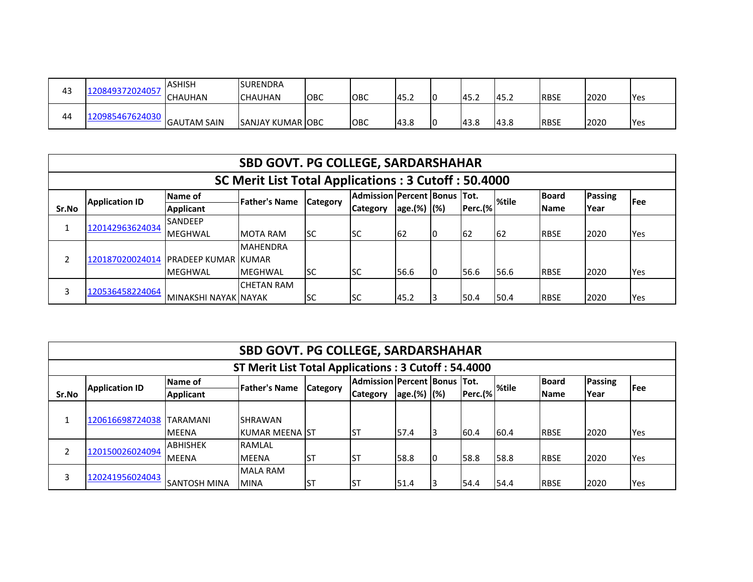| | | | | | | | | | | | | |
|---|---|---|---|---|---|---|---|---|---|---|---|---|
| 43 | 120849372024057 | ASHISH CHAUHAN | SURENDRA CHAUHAN | OBC | OBC | 45.2 | 0 | 45.2 | 45.2 | RBSE | 2020 | Yes |
| 44 | 120985467624030 | GAUTAM SAIN | SANJAY KUMAR | OBC | OBC | 43.8 | 0 | 43.8 | 43.8 | RBSE | 2020 | Yes |

## SBD GOVT. PG COLLEGE, SARDARSHAHAR

### SC Merit List Total Applications : 3 Cutoff : 50.4000

| Sr.No | Application ID | Name of Applicant | Father's Name | Category | Admission Category | Percentage.(%) | Bonus (%) | Tot. Perc.(% | %tile | Board Name | Passing Year | Fee |
|---|---|---|---|---|---|---|---|---|---|---|---|---|
| 1 | 120142963624034 | SANDEEP MEGHWAL | MOTA RAM | SC | SC | 62 | 0 | 62 | 62 | RBSE | 2020 | Yes |
| 2 | 120187020024014 | PRADEEP KUMAR MEGHWAL | MAHENDRA KUMAR MEGHWAL | SC | SC | 56.6 | 0 | 56.6 | 56.6 | RBSE | 2020 | Yes |
| 3 | 120536458224064 | MINAKSHI NAYAK | CHETAN RAM NAYAK | SC | SC | 45.2 | 3 | 50.4 | 50.4 | RBSE | 2020 | Yes |

## SBD GOVT. PG COLLEGE, SARDARSHAHAR

### ST Merit List Total Applications : 3 Cutoff : 54.4000

| Sr.No | Application ID | Name of Applicant | Father's Name | Category | Admission Category | Percentage.(%) | Bonus (%) | Tot. Perc.(% | %tile | Board Name | Passing Year | Fee |
|---|---|---|---|---|---|---|---|---|---|---|---|---|
| 1 | 120616698724038 | TARAMANI MEENA | SHRAWAN KUMAR MEENA | ST | ST | 57.4 | 3 | 60.4 | 60.4 | RBSE | 2020 | Yes |
| 2 | 120150026024094 | ABHISHEK MEENA | RAMLAL MEENA | ST | ST | 58.8 | 0 | 58.8 | 58.8 | RBSE | 2020 | Yes |
| 3 | 120241956024043 | SANTOSH MINA | MALA RAM MINA | ST | ST | 51.4 | 3 | 54.4 | 54.4 | RBSE | 2020 | Yes |